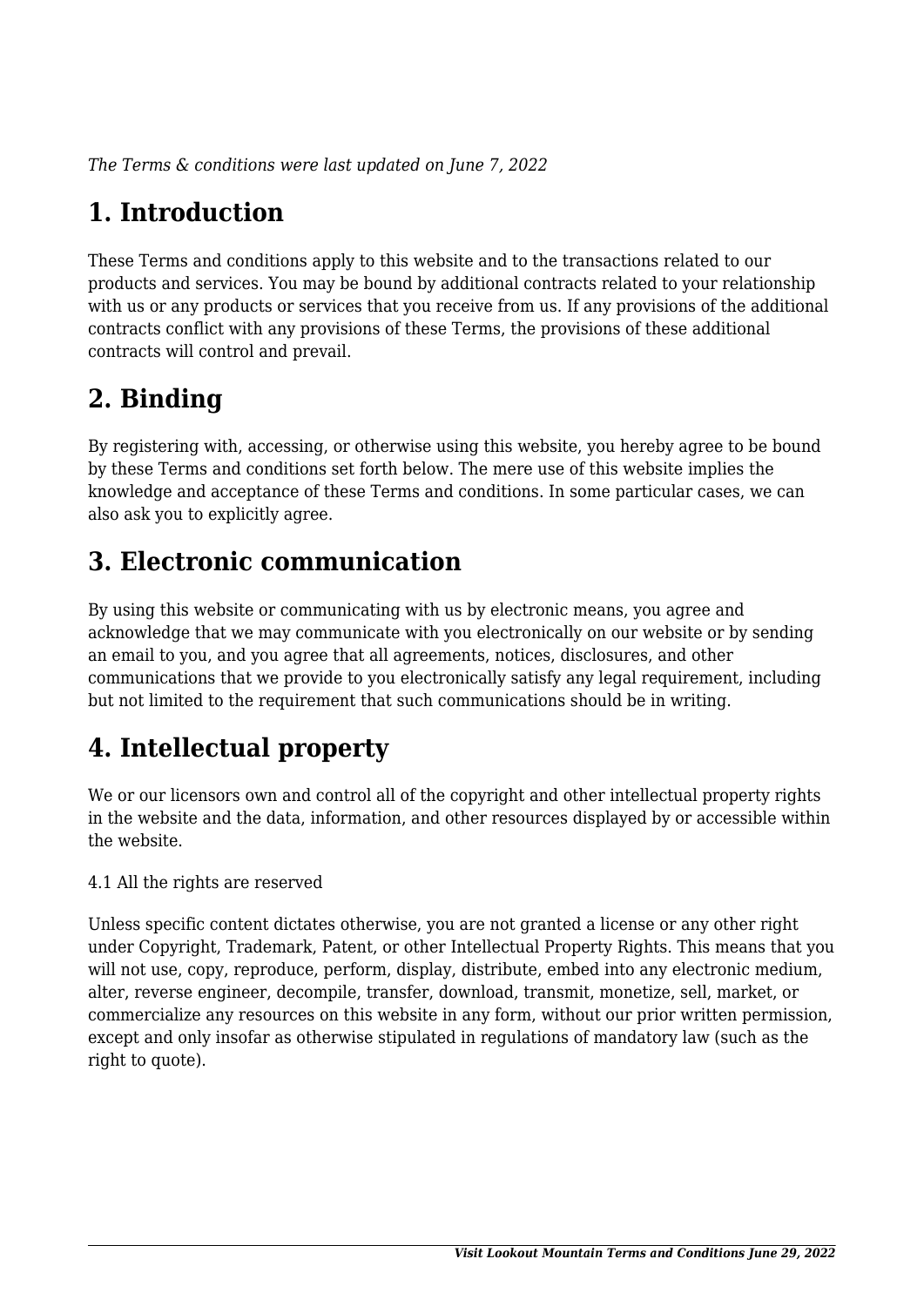*The Terms & conditions were last updated on June 7, 2022*

# 1. Introduction

These Terms and conditions apply to this website and to the transactions related to our products and services. You may be bound by additional contracts related to your relationship with us or any products or services that you receive from us. If any provisions of the additional contracts conflict with any provisions of these Terms, the provisions of these additional contracts will control and prevail.

# 2. Binding

By registering with, accessing, or otherwise using this website, you hereby agree to be bound by these Terms and conditions set forth below. The mere use of this website implies the knowledge and acceptance of these Terms and conditions. In some particular cases, we can also ask you to explicitly agree.

# 3. Electronic communication

By using this website or communicating with us by electronic means, you agree and acknowledge that we may communicate with you electronically on our website or by sending an email to you, and you agree that all agreements, notices, disclosures, and other communications that we provide to you electronically satisfy any legal requirement, including but not limited to the requirement that such communications should be in writing.

# 4. Intellectual property

We or our licensors own and control all of the copyright and other intellectual property rights in the website and the data, information, and other resources displayed by or accessible within the website.

4.1 All the rights are reserved

Unless specific content dictates otherwise, you are not granted a license or any other right under Copyright, Trademark, Patent, or other Intellectual Property Rights. This means that you will not use, copy, reproduce, perform, display, distribute, embed into any electronic medium, alter, reverse engineer, decompile, transfer, download, transmit, monetize, sell, market, or commercialize any resources on this website in any form, without our prior written permission, except and only insofar as otherwise stipulated in regulations of mandatory law (such as the right to quote).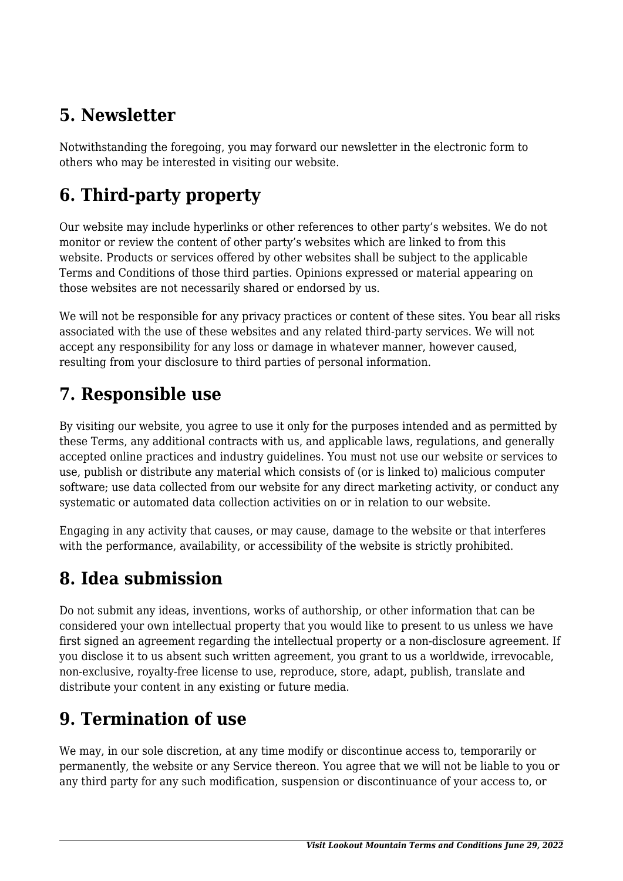## 5. Newsletter

Notwithstanding the foregoing, you may forward our newsletter in the electronic form to others who may be interested in visiting our website.

## 6. Third-party property

Our website may include hyperlinks or other references to other party's websites. We do not monitor or review the content of other party's websites which are linked to from this website. Products or services offered by other websites shall be subject to the applicable Terms and Conditions of those third parties. Opinions expressed or material appearing on those websites are not necessarily shared or endorsed by us.

We will not be responsible for any privacy practices or content of these sites. You bear all risks associated with the use of these websites and any related third-party services. We will not accept any responsibility for any loss or damage in whatever manner, however caused, resulting from your disclosure to third parties of personal information.

## 7. Responsible use

By visiting our website, you agree to use it only for the purposes intended and as permitted by these Terms, any additional contracts with us, and applicable laws, regulations, and generally accepted online practices and industry guidelines. You must not use our website or services to use, publish or distribute any material which consists of (or is linked to) malicious computer software; use data collected from our website for any direct marketing activity, or conduct any systematic or automated data collection activities on or in relation to our website.

Engaging in any activity that causes, or may cause, damage to the website or that interferes with the performance, availability, or accessibility of the website is strictly prohibited.

## 8. Idea submission

Do not submit any ideas, inventions, works of authorship, or other information that can be considered your own intellectual property that you would like to present to us unless we have first signed an agreement regarding the intellectual property or a non-disclosure agreement. If you disclose it to us absent such written agreement, you grant to us a worldwide, irrevocable, non-exclusive, royalty-free license to use, reproduce, store, adapt, publish, translate and distribute your content in any existing or future media.

## 9. Termination of use

We may, in our sole discretion, at any time modify or discontinue access to, temporarily or permanently, the website or any Service thereon. You agree that we will not be liable to you or any third party for any such modification, suspension or discontinuance of your access to, or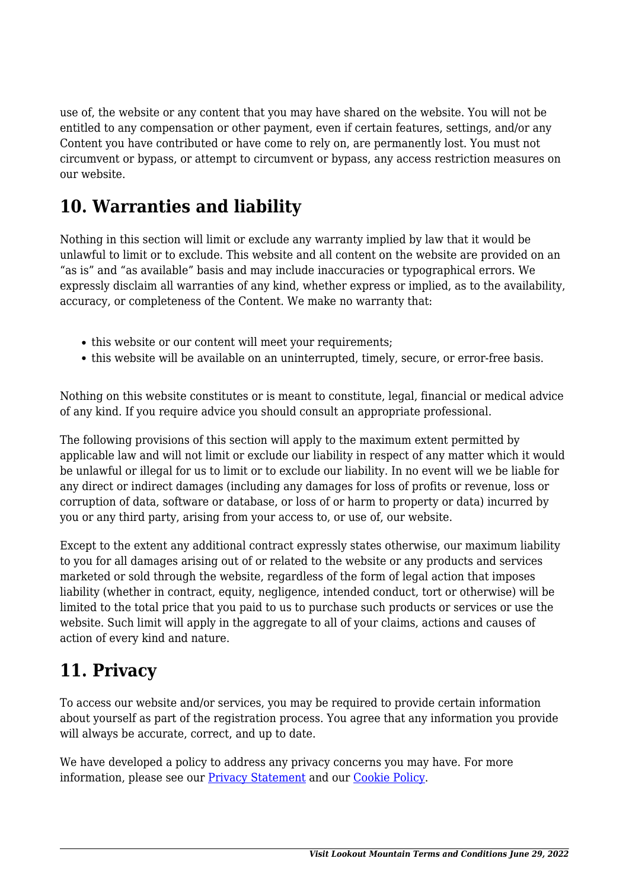use of, the website or any content that you may have shared on the website. You will not be entitled to any compensation or other payment, even if certain features, settings, and/or any Content you have contributed or have come to rely on, are permanently lost. You must not circumvent or bypass, or attempt to circumvent or bypass, any access restriction measures on our website.

## 10. Warranties and liability

Nothing in this section will limit or exclude any warranty implied by law that it would be unlawful to limit or to exclude. This website and all content on the website are provided on an "as is" and "as available" basis and may include inaccuracies or typographical errors. We expressly disclaim all warranties of any kind, whether express or implied, as to the availability, accuracy, or completeness of the Content. We make no warranty that:

- this website or our content will meet your requirements;
- this website will be available on an uninterrupted, timely, secure, or error-free basis.

Nothing on this website constitutes or is meant to constitute, legal, financial or medical advice of any kind. If you require advice you should consult an appropriate professional.

The following provisions of this section will apply to the maximum extent permitted by applicable law and will not limit or exclude our liability in respect of any matter which it would be unlawful or illegal for us to limit or to exclude our liability. In no event will we be liable for any direct or indirect damages (including any damages for loss of profits or revenue, loss or corruption of data, software or database, or loss of or harm to property or data) incurred by you or any third party, arising from your access to, or use of, our website.

Except to the extent any additional contract expressly states otherwise, our maximum liability to you for all damages arising out of or related to the website or any products and services marketed or sold through the website, regardless of the form of legal action that imposes liability (whether in contract, equity, negligence, intended conduct, tort or otherwise) will be limited to the total price that you paid to us to purchase such products or services or use the website. Such limit will apply in the aggregate to all of your claims, actions and causes of action of every kind and nature.

## 11. Privacy

To access our website and/or services, you may be required to provide certain information about yourself as part of the registration process. You agree that any information you provide will always be accurate, correct, and up to date.

We have developed a policy to address any privacy concerns you may have. For more information, please see our [Privacy Statement](#) and our [Cookie Policy](#).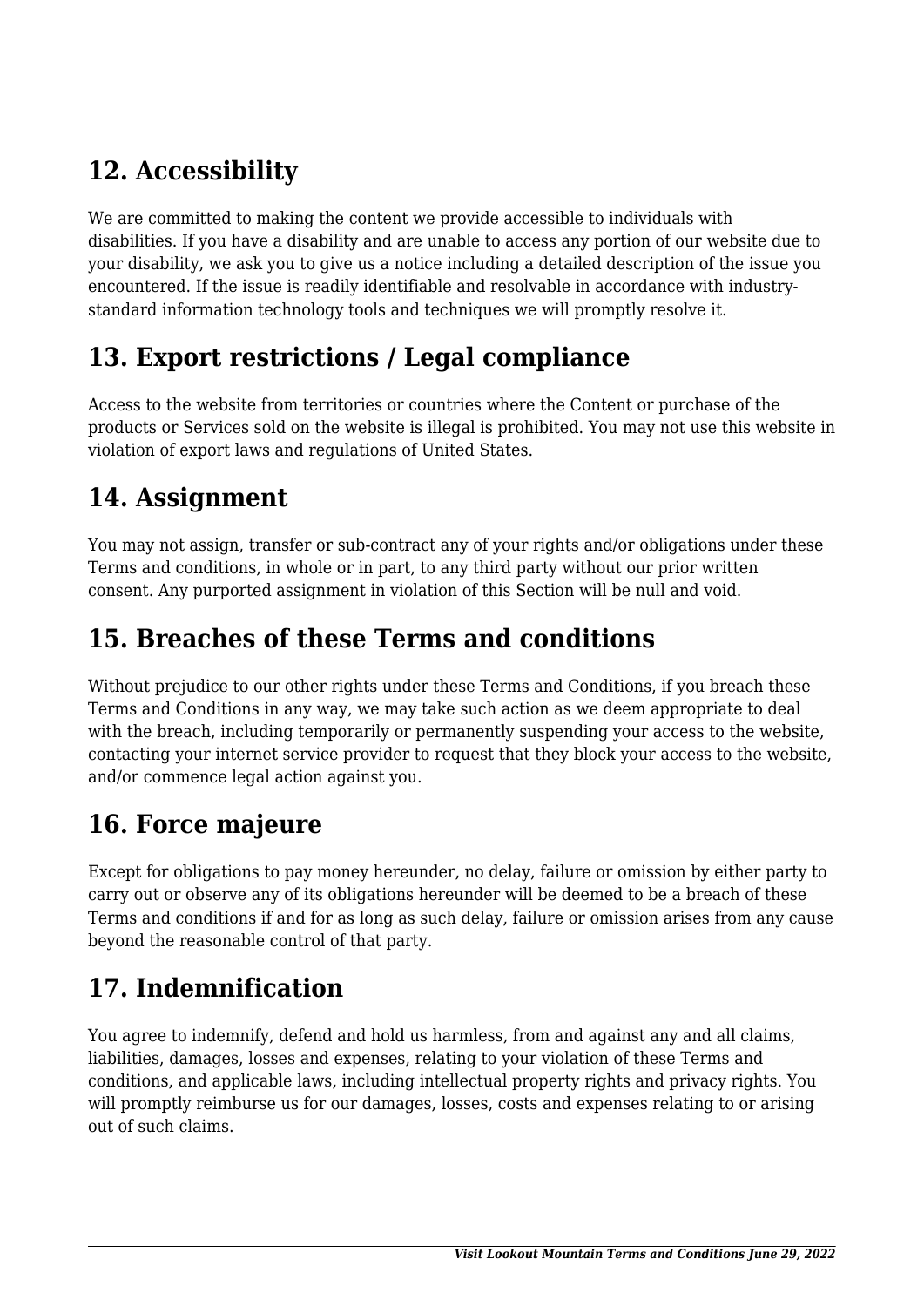## 12. Accessibility

We are committed to making the content we provide accessible to individuals with disabilities. If you have a disability and are unable to access any portion of our website due to your disability, we ask you to give us a notice including a detailed description of the issue you encountered. If the issue is readily identifiable and resolvable in accordance with industry-standard information technology tools and techniques we will promptly resolve it.

## 13. Export restrictions / Legal compliance

Access to the website from territories or countries where the Content or purchase of the products or Services sold on the website is illegal is prohibited. You may not use this website in violation of export laws and regulations of United States.

## 14. Assignment

You may not assign, transfer or sub-contract any of your rights and/or obligations under these Terms and conditions, in whole or in part, to any third party without our prior written consent. Any purported assignment in violation of this Section will be null and void.

## 15. Breaches of these Terms and conditions

Without prejudice to our other rights under these Terms and Conditions, if you breach these Terms and Conditions in any way, we may take such action as we deem appropriate to deal with the breach, including temporarily or permanently suspending your access to the website, contacting your internet service provider to request that they block your access to the website, and/or commence legal action against you.

## 16. Force majeure

Except for obligations to pay money hereunder, no delay, failure or omission by either party to carry out or observe any of its obligations hereunder will be deemed to be a breach of these Terms and conditions if and for as long as such delay, failure or omission arises from any cause beyond the reasonable control of that party.

## 17. Indemnification

You agree to indemnify, defend and hold us harmless, from and against any and all claims, liabilities, damages, losses and expenses, relating to your violation of these Terms and conditions, and applicable laws, including intellectual property rights and privacy rights. You will promptly reimburse us for our damages, losses, costs and expenses relating to or arising out of such claims.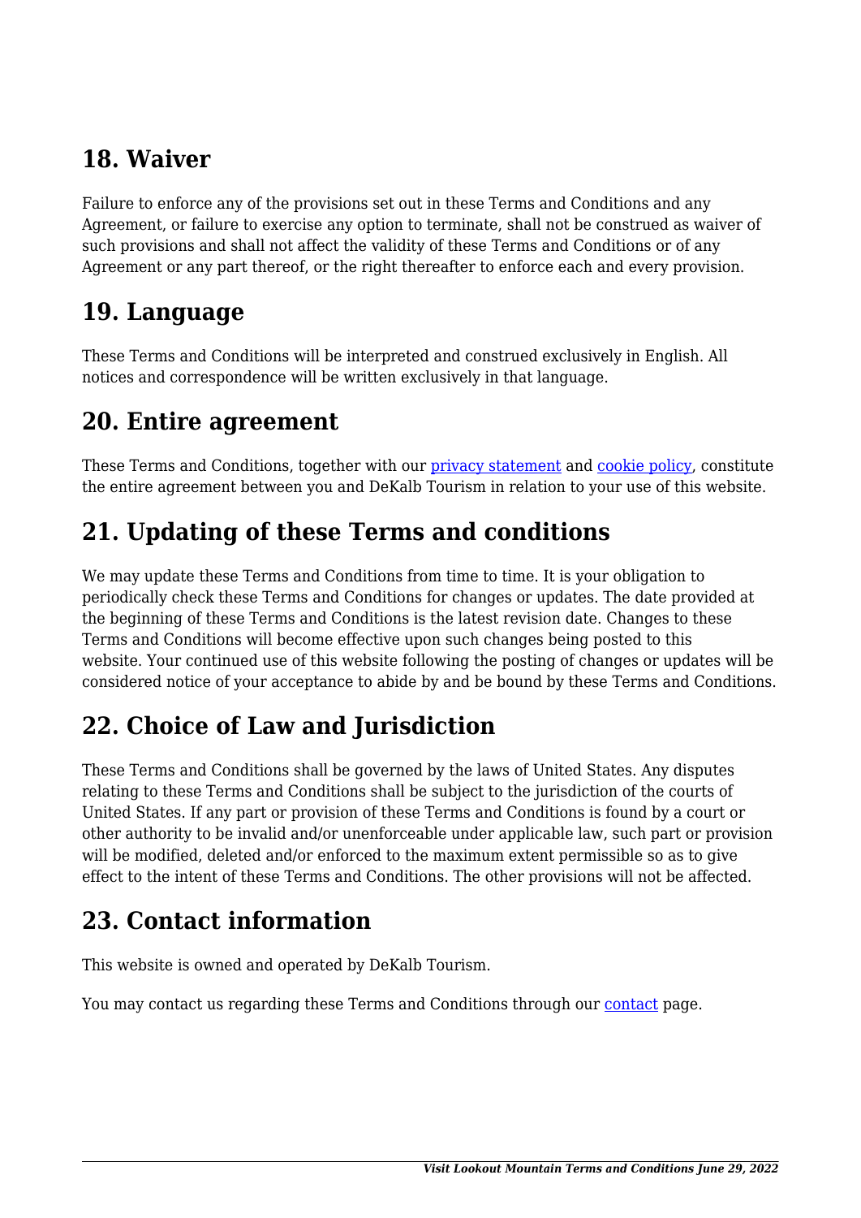## 18. Waiver

Failure to enforce any of the provisions set out in these Terms and Conditions and any Agreement, or failure to exercise any option to terminate, shall not be construed as waiver of such provisions and shall not affect the validity of these Terms and Conditions or of any Agreement or any part thereof, or the right thereafter to enforce each and every provision.

## 19. Language

These Terms and Conditions will be interpreted and construed exclusively in English. All notices and correspondence will be written exclusively in that language.

## 20. Entire agreement

These Terms and Conditions, together with our privacy statement and cookie policy, constitute the entire agreement between you and DeKalb Tourism in relation to your use of this website.

## 21. Updating of these Terms and conditions

We may update these Terms and Conditions from time to time. It is your obligation to periodically check these Terms and Conditions for changes or updates. The date provided at the beginning of these Terms and Conditions is the latest revision date. Changes to these Terms and Conditions will become effective upon such changes being posted to this website. Your continued use of this website following the posting of changes or updates will be considered notice of your acceptance to abide by and be bound by these Terms and Conditions.

## 22. Choice of Law and Jurisdiction

These Terms and Conditions shall be governed by the laws of United States. Any disputes relating to these Terms and Conditions shall be subject to the jurisdiction of the courts of United States. If any part or provision of these Terms and Conditions is found by a court or other authority to be invalid and/or unenforceable under applicable law, such part or provision will be modified, deleted and/or enforced to the maximum extent permissible so as to give effect to the intent of these Terms and Conditions. The other provisions will not be affected.

## 23. Contact information

This website is owned and operated by DeKalb Tourism.

You may contact us regarding these Terms and Conditions through our contact page.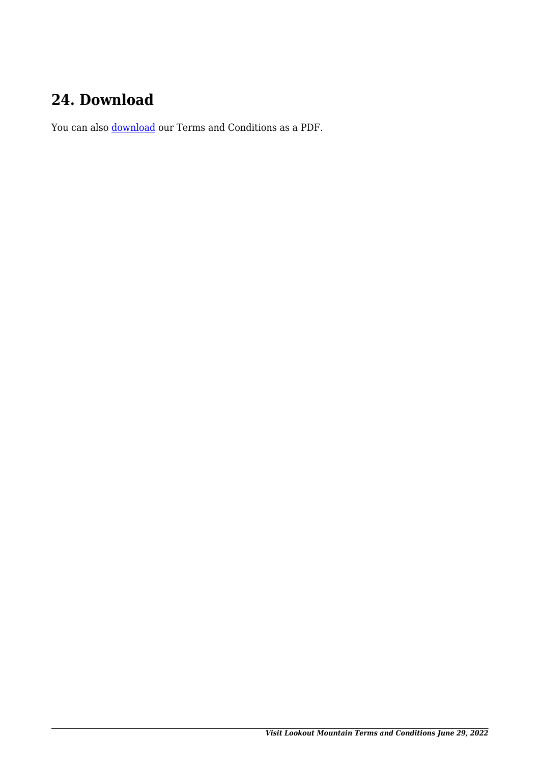## 24. Download

You can also download our Terms and Conditions as a PDF.